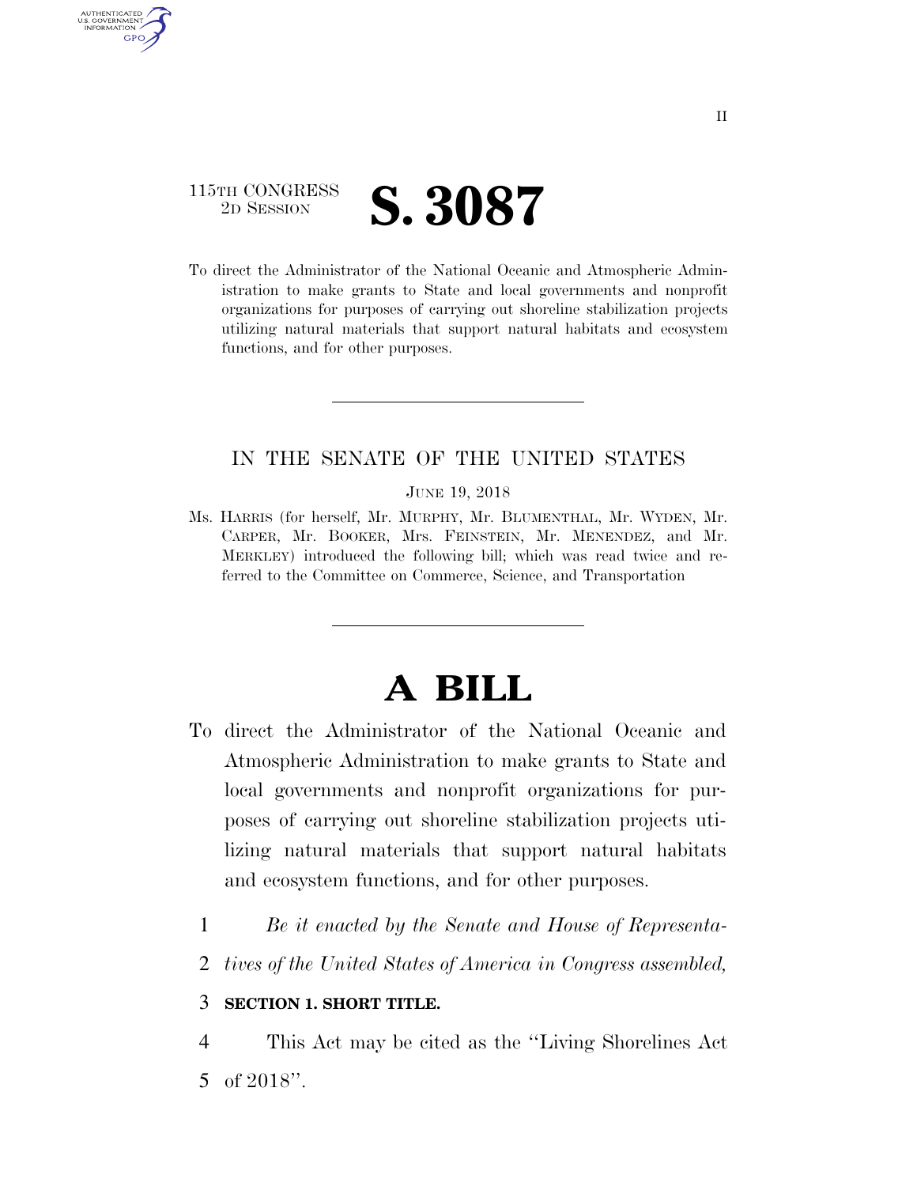115TH CONGRESS
2D SESSION

# S. 3087

To direct the Administrator of the National Oceanic and Atmospheric Administration to make grants to State and local governments and nonprofit organizations for purposes of carrying out shoreline stabilization projects utilizing natural materials that support natural habitats and ecosystem functions, and for other purposes.

---

IN THE SENATE OF THE UNITED STATES

JUNE 19, 2018

Ms. HARRIS (for herself, Mr. MURPHY, Mr. BLUMENTHAL, Mr. WYDEN, Mr. CARPER, Mr. BOOKER, Mrs. FEINSTEIN, Mr. MENENDEZ, and Mr. MERKLEY) introduced the following bill; which was read twice and referred to the Committee on Commerce, Science, and Transportation

---

# A BILL

To direct the Administrator of the National Oceanic and Atmospheric Administration to make grants to State and local governments and nonprofit organizations for purposes of carrying out shoreline stabilization projects utilizing natural materials that support natural habitats and ecosystem functions, and for other purposes.

1 *Be it enacted by the Senate and House of Representa-*
2 *tives of the United States of America in Congress assembled,*

3 **SECTION 1. SHORT TITLE.**

4 This Act may be cited as the "Living Shorelines Act
5 of 2018".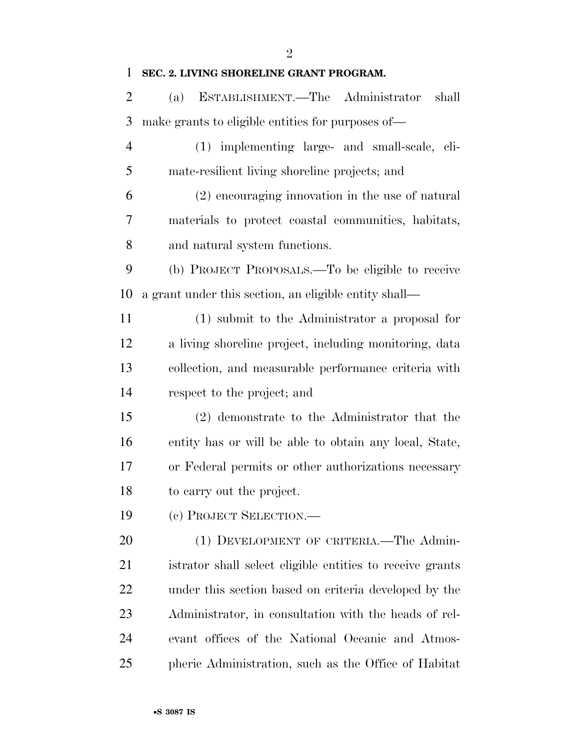**SEC. 2. LIVING SHORELINE GRANT PROGRAM.**

(a) ESTABLISHMENT.—The Administrator shall make grants to eligible entities for purposes of—

(1) implementing large- and small-scale, climate-resilient living shoreline projects; and

(2) encouraging innovation in the use of natural materials to protect coastal communities, habitats, and natural system functions.

(b) PROJECT PROPOSALS.—To be eligible to receive a grant under this section, an eligible entity shall—

(1) submit to the Administrator a proposal for a living shoreline project, including monitoring, data collection, and measurable performance criteria with respect to the project; and

(2) demonstrate to the Administrator that the entity has or will be able to obtain any local, State, or Federal permits or other authorizations necessary to carry out the project.

(c) PROJECT SELECTION.—

(1) DEVELOPMENT OF CRITERIA.—The Administrator shall select eligible entities to receive grants under this section based on criteria developed by the Administrator, in consultation with the heads of relevant offices of the National Oceanic and Atmospheric Administration, such as the Office of Habitat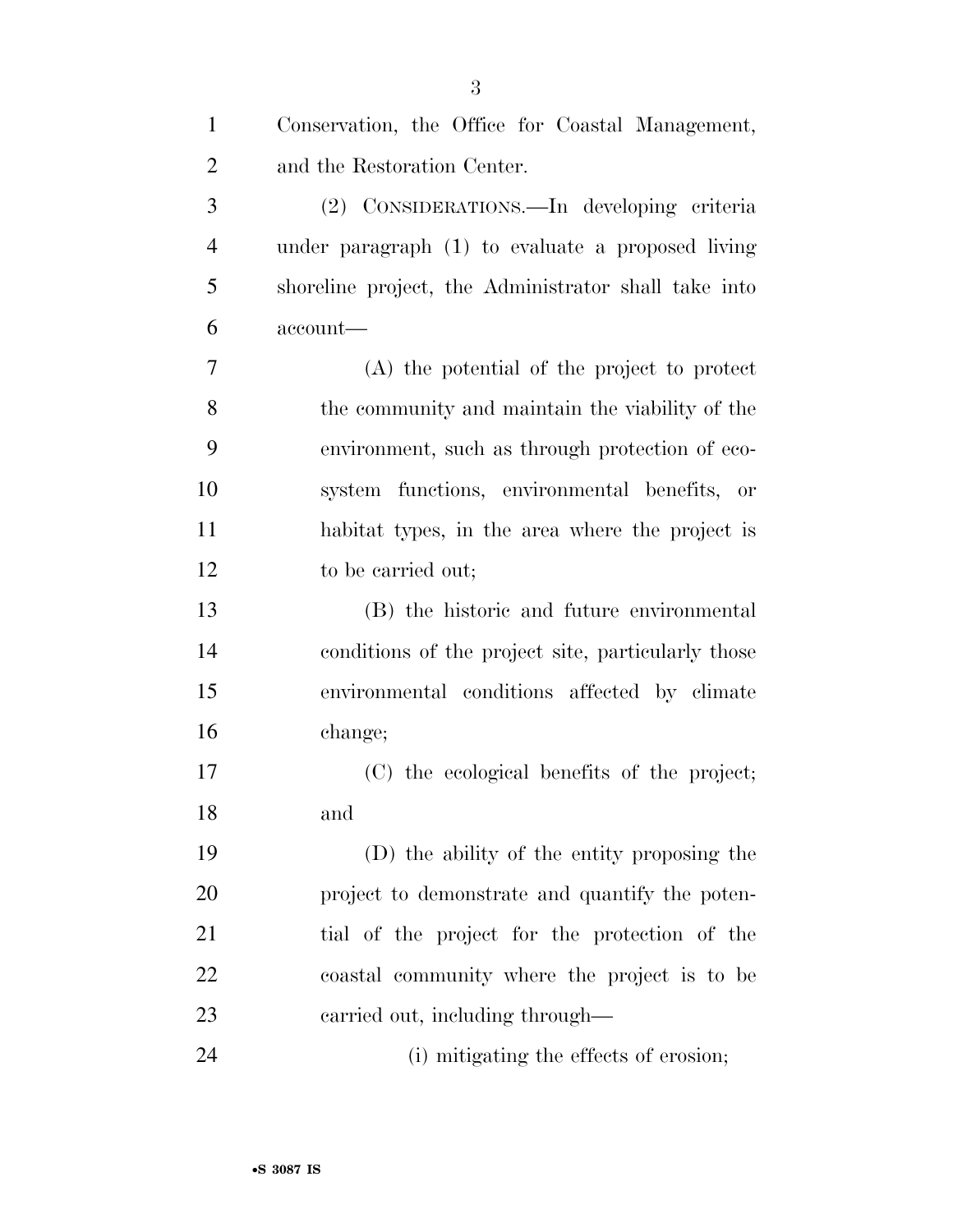Conservation, the Office for Coastal Management, and the Restoration Center.

(2) CONSIDERATIONS.—In developing criteria under paragraph (1) to evaluate a proposed living shoreline project, the Administrator shall take into account—

(A) the potential of the project to protect the community and maintain the viability of the environment, such as through protection of ecosystem functions, environmental benefits, or habitat types, in the area where the project is to be carried out;

(B) the historic and future environmental conditions of the project site, particularly those environmental conditions affected by climate change;

(C) the ecological benefits of the project; and

(D) the ability of the entity proposing the project to demonstrate and quantify the potential of the project for the protection of the coastal community where the project is to be carried out, including through—

(i) mitigating the effects of erosion;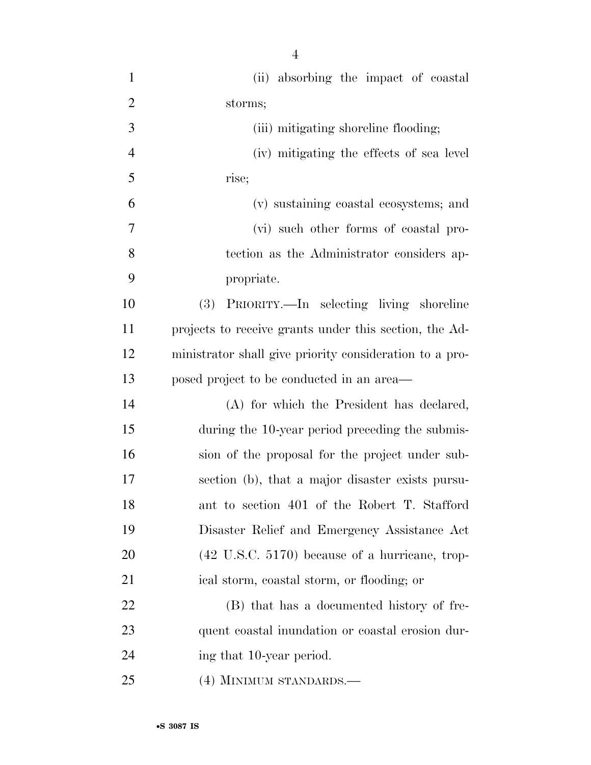(ii) absorbing the impact of coastal storms;

(iii) mitigating shoreline flooding;

(iv) mitigating the effects of sea level rise;

(v) sustaining coastal ecosystems; and

(vi) such other forms of coastal protection as the Administrator considers appropriate.

(3) PRIORITY.—In selecting living shoreline projects to receive grants under this section, the Administrator shall give priority consideration to a proposed project to be conducted in an area—

(A) for which the President has declared, during the 10-year period preceding the submission of the proposal for the project under subsection (b), that a major disaster exists pursuant to section 401 of the Robert T. Stafford Disaster Relief and Emergency Assistance Act (42 U.S.C. 5170) because of a hurricane, tropical storm, coastal storm, or flooding; or

(B) that has a documented history of frequent coastal inundation or coastal erosion during that 10-year period.

(4) MINIMUM STANDARDS.—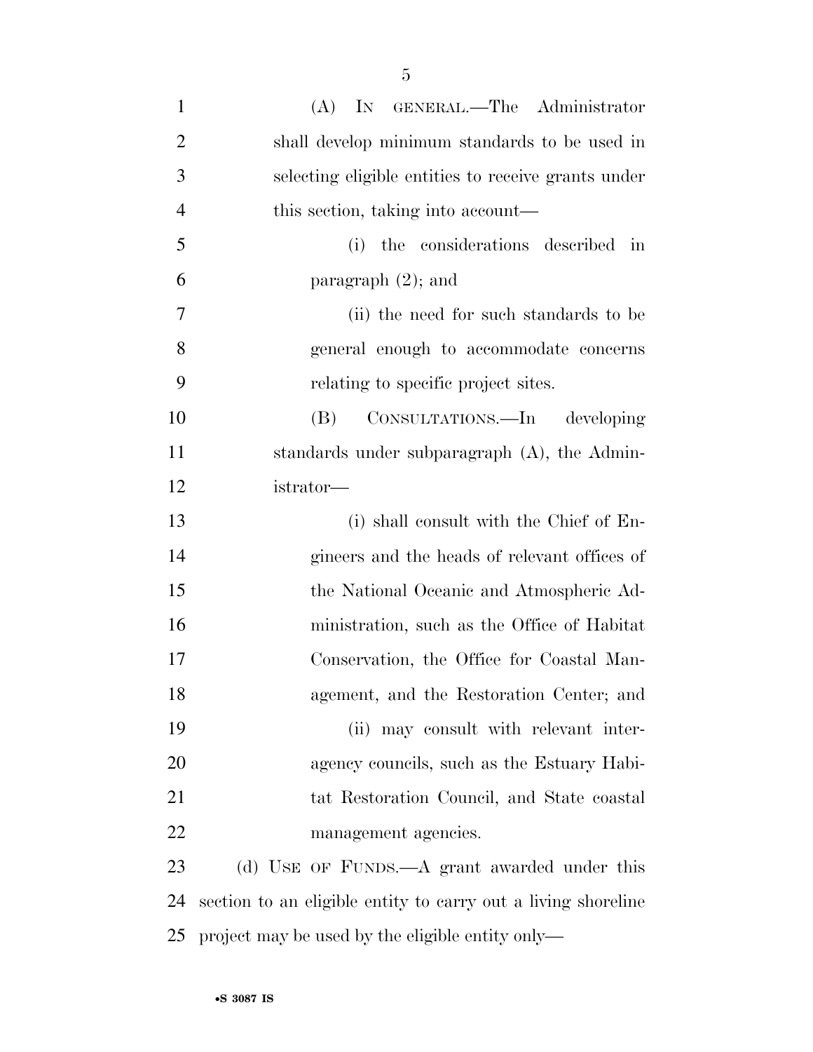(A) IN GENERAL.—The Administrator shall develop minimum standards to be used in selecting eligible entities to receive grants under this section, taking into account—

(i) the considerations described in paragraph (2); and

(ii) the need for such standards to be general enough to accommodate concerns relating to specific project sites.

(B) CONSULTATIONS.—In developing standards under subparagraph (A), the Administrator—

(i) shall consult with the Chief of Engineers and the heads of relevant offices of the National Oceanic and Atmospheric Administration, such as the Office of Habitat Conservation, the Office for Coastal Management, and the Restoration Center; and

(ii) may consult with relevant interagency councils, such as the Estuary Habitat Restoration Council, and State coastal management agencies.

(d) USE OF FUNDS.—A grant awarded under this section to an eligible entity to carry out a living shoreline project may be used by the eligible entity only—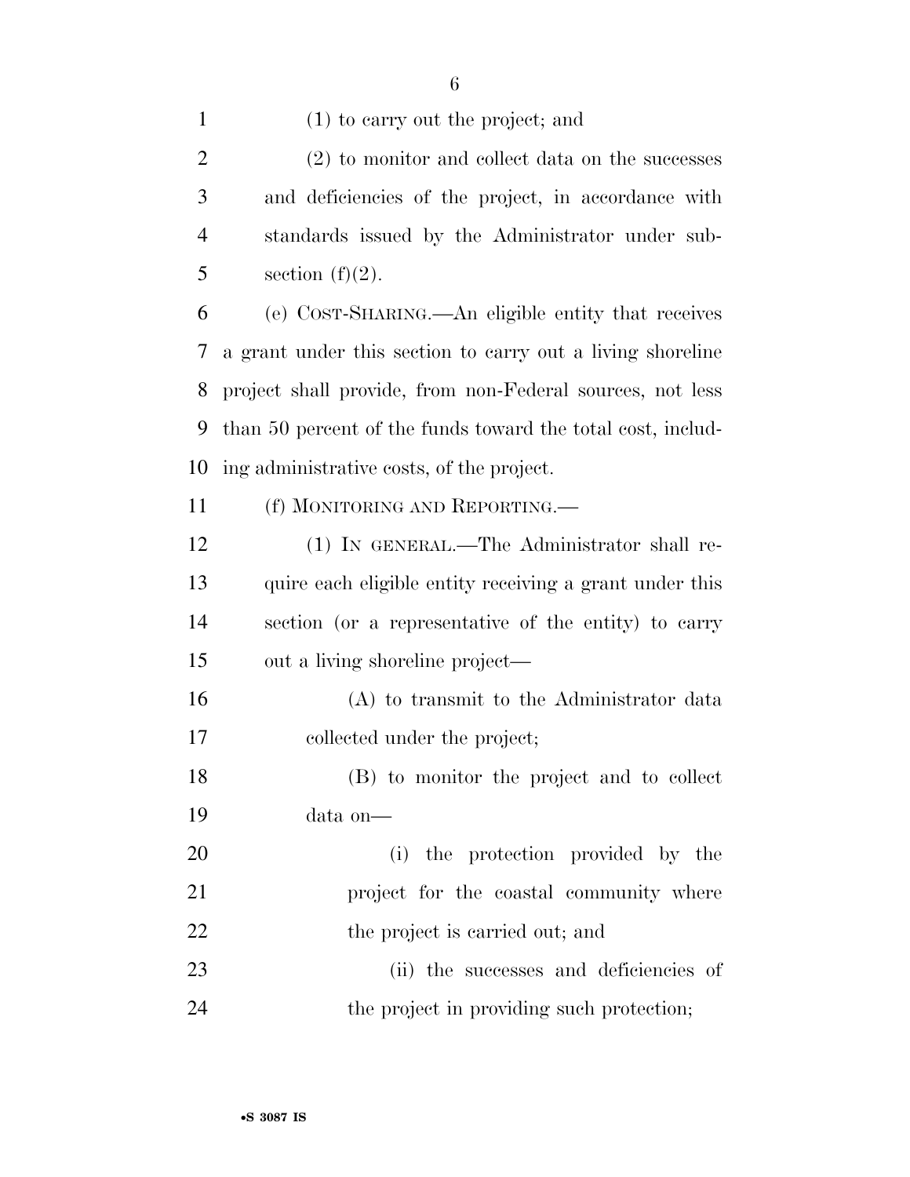(1) to carry out the project; and

(2) to monitor and collect data on the successes and deficiencies of the project, in accordance with standards issued by the Administrator under subsection (f)(2).

(e) COST-SHARING.—An eligible entity that receives a grant under this section to carry out a living shoreline project shall provide, from non-Federal sources, not less than 50 percent of the funds toward the total cost, including administrative costs, of the project.

(f) MONITORING AND REPORTING.—

(1) IN GENERAL.—The Administrator shall require each eligible entity receiving a grant under this section (or a representative of the entity) to carry out a living shoreline project—

(A) to transmit to the Administrator data collected under the project;

(B) to monitor the project and to collect data on—

(i) the protection provided by the project for the coastal community where the project is carried out; and

(ii) the successes and deficiencies of the project in providing such protection;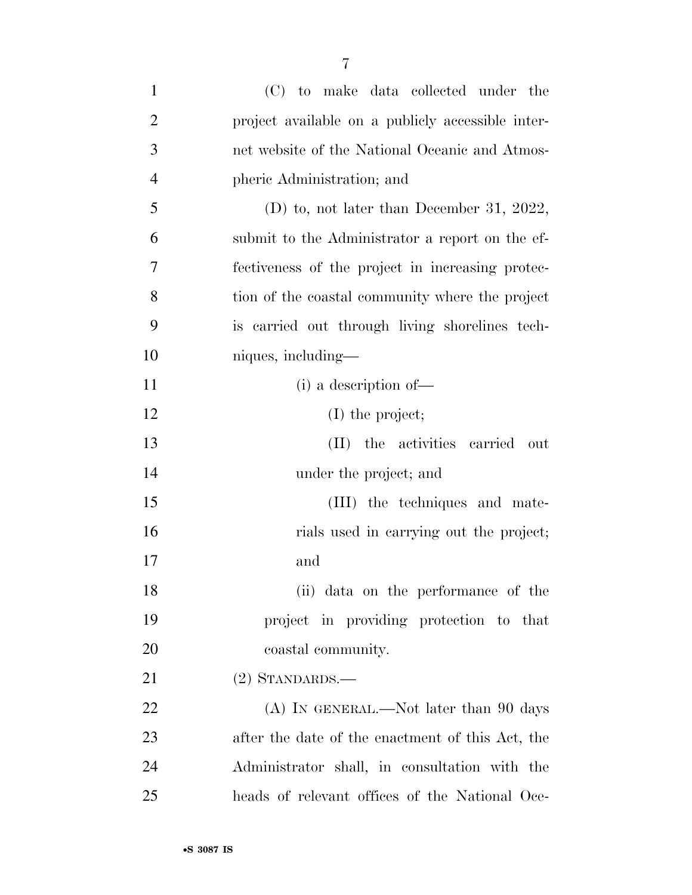(C) to make data collected under the project available on a publicly accessible internet website of the National Oceanic and Atmospheric Administration; and

(D) to, not later than December 31, 2022, submit to the Administrator a report on the effectiveness of the project in increasing protection of the coastal community where the project is carried out through living shorelines techniques, including—

(i) a description of—

(I) the project;

(II) the activities carried out under the project; and

(III) the techniques and materials used in carrying out the project; and

(ii) data on the performance of the project in providing protection to that coastal community.

(2) STANDARDS.—

(A) IN GENERAL.—Not later than 90 days after the date of the enactment of this Act, the Administrator shall, in consultation with the heads of relevant offices of the National Oce-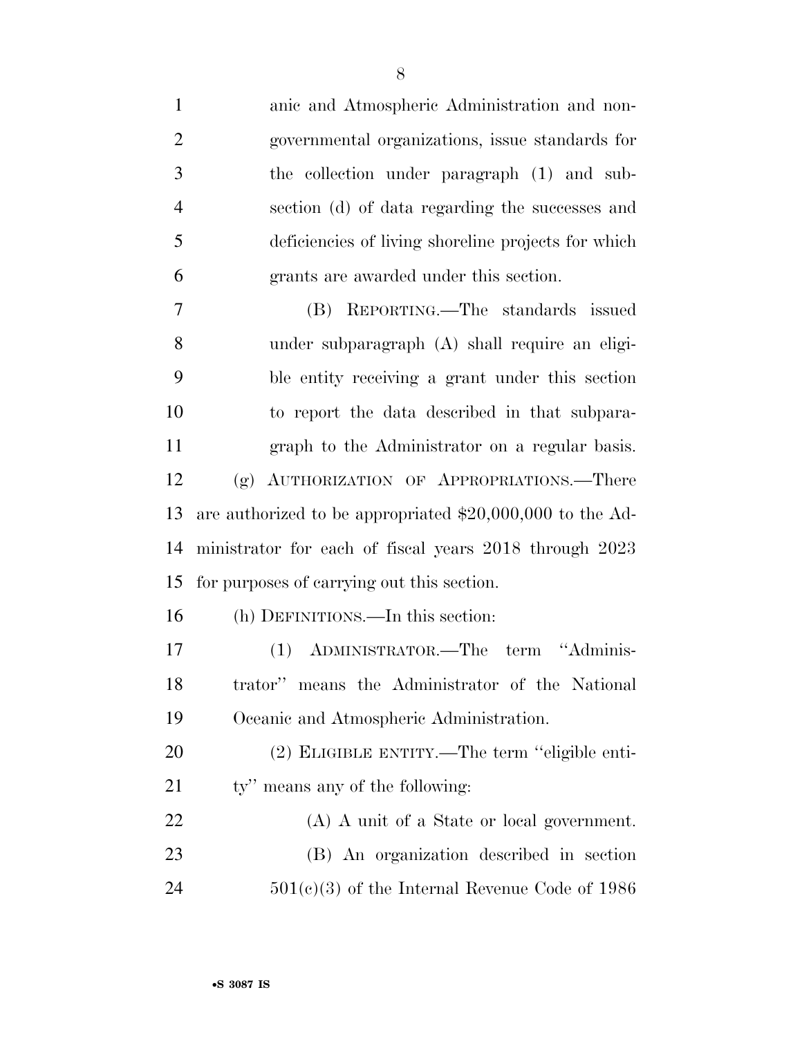anic and Atmospheric Administration and non-governmental organizations, issue standards for the collection under paragraph (1) and subsection (d) of data regarding the successes and deficiencies of living shoreline projects for which grants are awarded under this section.

(B) REPORTING.—The standards issued under subparagraph (A) shall require an eligible entity receiving a grant under this section to report the data described in that subparagraph to the Administrator on a regular basis.

(g) AUTHORIZATION OF APPROPRIATIONS.—There are authorized to be appropriated $20,000,000 to the Administrator for each of fiscal years 2018 through 2023 for purposes of carrying out this section.

(h) DEFINITIONS.—In this section:

(1) ADMINISTRATOR.—The term ''Administrator'' means the Administrator of the National Oceanic and Atmospheric Administration.

(2) ELIGIBLE ENTITY.—The term ''eligible entity'' means any of the following:

(A) A unit of a State or local government.

(B) An organization described in section 501(c)(3) of the Internal Revenue Code of 1986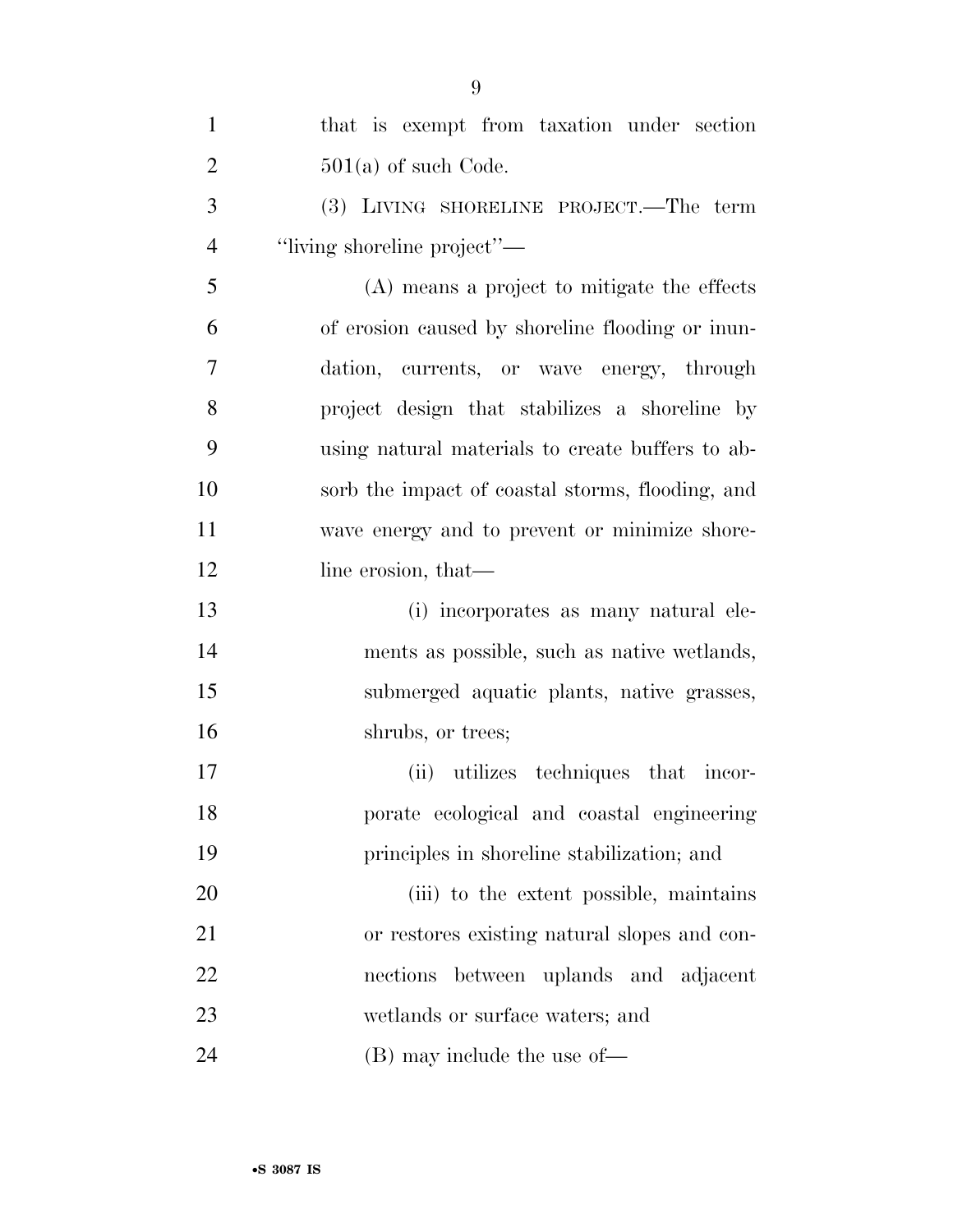that is exempt from taxation under section 501(a) of such Code.

(3) LIVING SHORELINE PROJECT.—The term "living shoreline project"—

(A) means a project to mitigate the effects of erosion caused by shoreline flooding or inundation, currents, or wave energy, through project design that stabilizes a shoreline by using natural materials to create buffers to absorb the impact of coastal storms, flooding, and wave energy and to prevent or minimize shoreline erosion, that—

(i) incorporates as many natural elements as possible, such as native wetlands, submerged aquatic plants, native grasses, shrubs, or trees;

(ii) utilizes techniques that incorporate ecological and coastal engineering principles in shoreline stabilization; and

(iii) to the extent possible, maintains or restores existing natural slopes and connections between uplands and adjacent wetlands or surface waters; and

(B) may include the use of—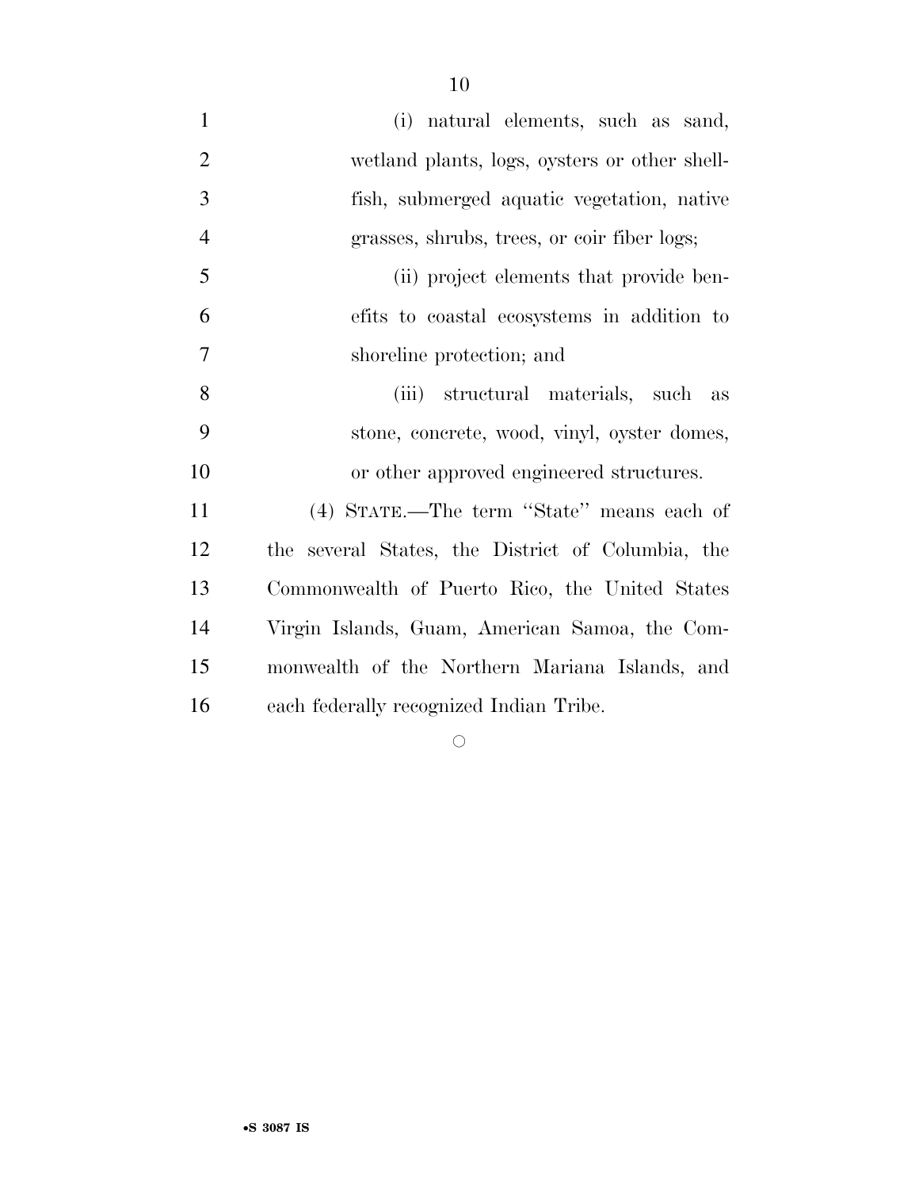(i) natural elements, such as sand, wetland plants, logs, oysters or other shellfish, submerged aquatic vegetation, native grasses, shrubs, trees, or coir fiber logs;

(ii) project elements that provide benefits to coastal ecosystems in addition to shoreline protection; and

(iii) structural materials, such as stone, concrete, wood, vinyl, oyster domes, or other approved engineered structures.

(4) STATE.—The term "State" means each of the several States, the District of Columbia, the Commonwealth of Puerto Rico, the United States Virgin Islands, Guam, American Samoa, the Commonwealth of the Northern Mariana Islands, and each federally recognized Indian Tribe.

○